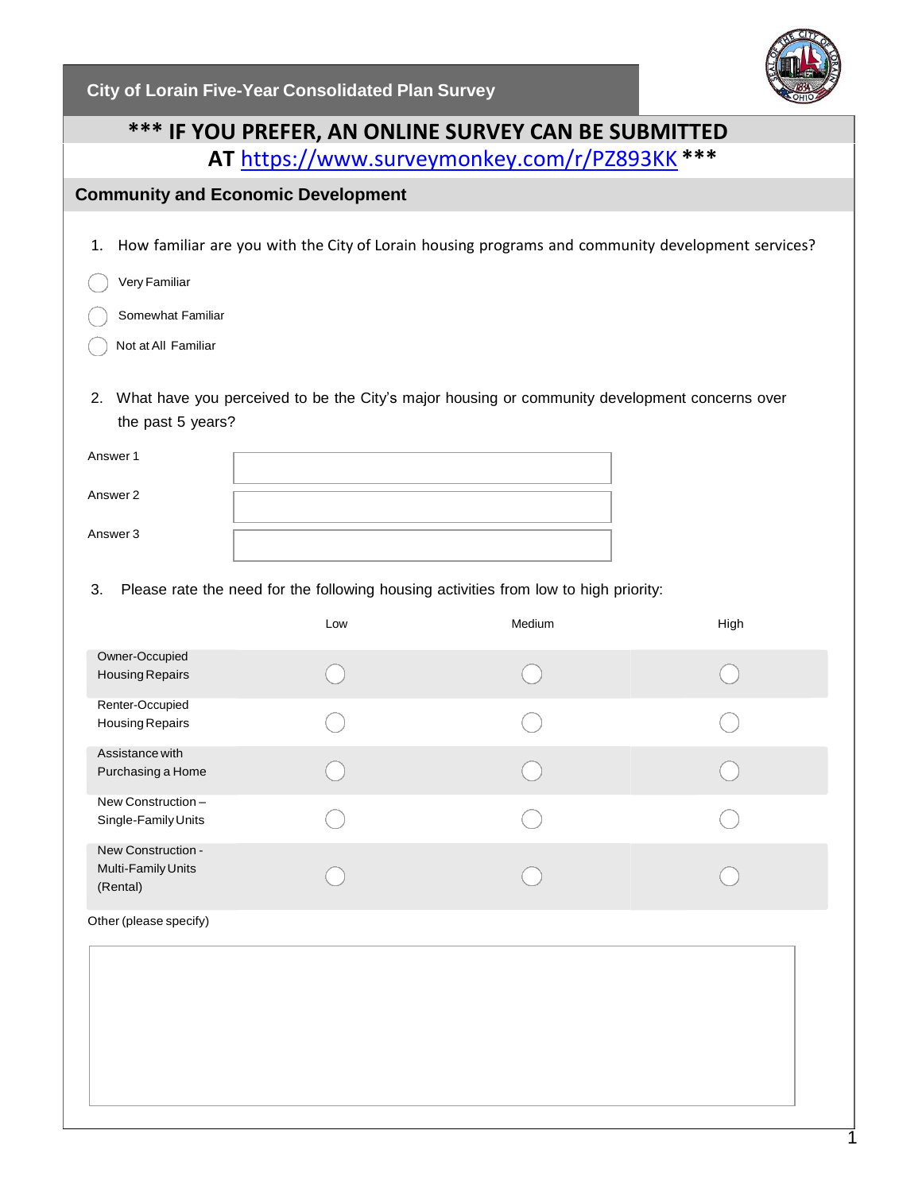# City of Lorain Five-Year Consolidated Plan Survey

**\*\*\* IF YOU PREFER, AN ONLINE SURVEY CAN BE SUBMITTED AT https://www.surveymonkey.com/r/PZ893KK \*\*\***

## Community and Economic Development

1. How familiar are you with the City of Lorain housing programs and community development services?

- ◯ Very Familiar
- ◯ Somewhat Familiar
- ◯ Not at All Familiar

2. What have you perceived to be the City's major housing or community development concerns over the past 5 years?

Answer 1 ______________________

Answer 2 ______________________

Answer 3 ______________________

3. Please rate the need for the following housing activities from low to high priority:

| | Low | Medium | High |
|---|---|---|---|
| Owner-Occupied Housing Repairs | ◯ | ◯ | ◯ |
| Renter-Occupied Housing Repairs | ◯ | ◯ | ◯ |
| Assistance with Purchasing a Home | ◯ | ◯ | ◯ |
| New Construction – Single-Family Units | ◯ | ◯ | ◯ |
| New Construction - Multi-Family Units (Rental) | ◯ | ◯ | ◯ |

Other (please specify)

______________________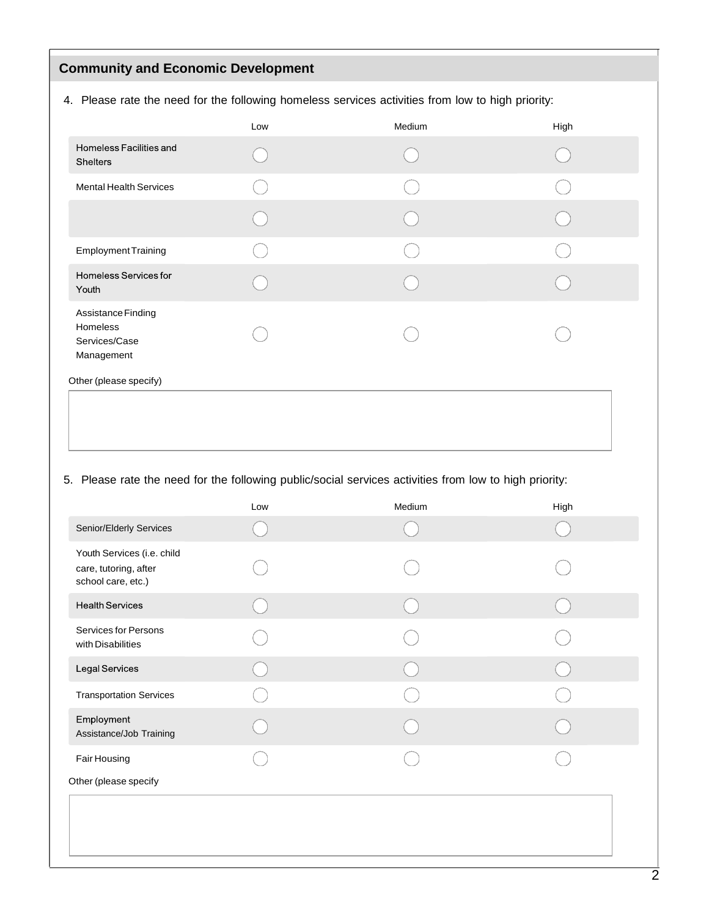## Community and Economic Development

4. Please rate the need for the following homeless services activities from low to high priority:

| | Low | Medium | High |
|---|---|---|---|
| Homeless Facilities and Shelters | ◯ | ◯ | ◯ |
| Mental Health Services | ◯ | ◯ | ◯ |
| | ◯ | ◯ | ◯ |
| Employment Training | ◯ | ◯ | ◯ |
| Homeless Services for Youth | ◯ | ◯ | ◯ |
| Assistance Finding Homeless Services/Case Management | ◯ | ◯ | ◯ |

Other (please specify)

_______________________________________________

5. Please rate the need for the following public/social services activities from low to high priority:

| | Low | Medium | High |
|---|---|---|---|
| Senior/Elderly Services | ◯ | ◯ | ◯ |
| Youth Services (i.e. child care, tutoring, after school care, etc.) | ◯ | ◯ | ◯ |
| Health Services | ◯ | ◯ | ◯ |
| Services for Persons with Disabilities | ◯ | ◯ | ◯ |
| Legal Services | ◯ | ◯ | ◯ |
| Transportation Services | ◯ | ◯ | ◯ |
| Employment Assistance/Job Training | ◯ | ◯ | ◯ |
| Fair Housing | ◯ | ◯ | ◯ |

Other (please specify

_______________________________________________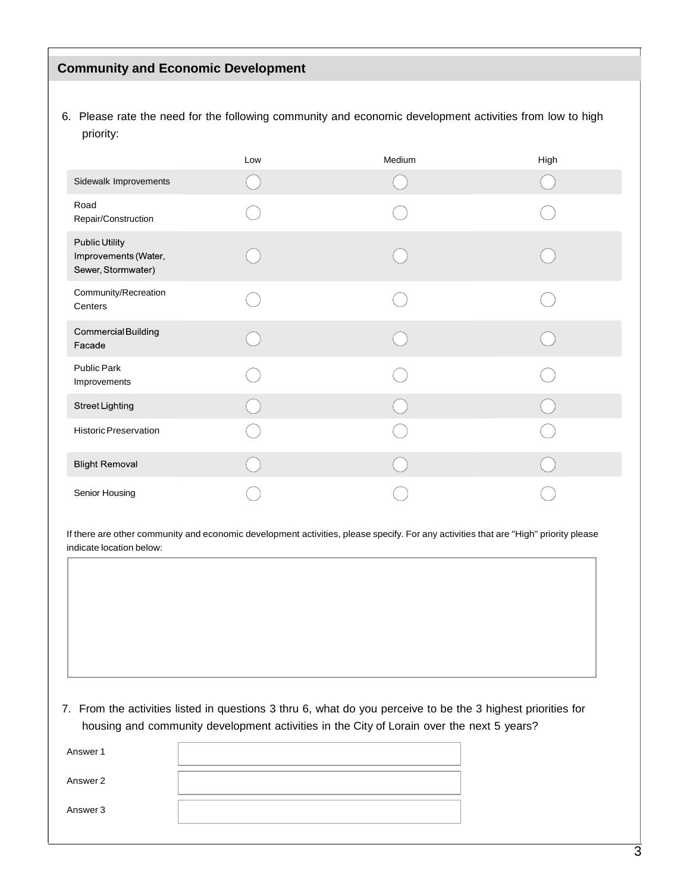## Community and Economic Development

6. Please rate the need for the following community and economic development activities from low to high priority:

| | Low | Medium | High |
|---|---|---|---|
| Sidewalk Improvements | ◯ | ◯ | ◯ |
| Road Repair/Construction | ◯ | ◯ | ◯ |
| Public Utility Improvements (Water, Sewer, Stormwater) | ◯ | ◯ | ◯ |
| Community/Recreation Centers | ◯ | ◯ | ◯ |
| Commercial Building Facade | ◯ | ◯ | ◯ |
| Public Park Improvements | ◯ | ◯ | ◯ |
| Street Lighting | ◯ | ◯ | ◯ |
| Historic Preservation | ◯ | ◯ | ◯ |
| Blight Removal | ◯ | ◯ | ◯ |
| Senior Housing | ◯ | ◯ | ◯ |

If there are other community and economic development activities, please specify. For any activities that are "High" priority please indicate location below:

7. From the activities listed in questions 3 thru 6, what do you perceive to be the 3 highest priorities for housing and community development activities in the City of Lorain over the next 5 years?

Answer 1

Answer 2

Answer 3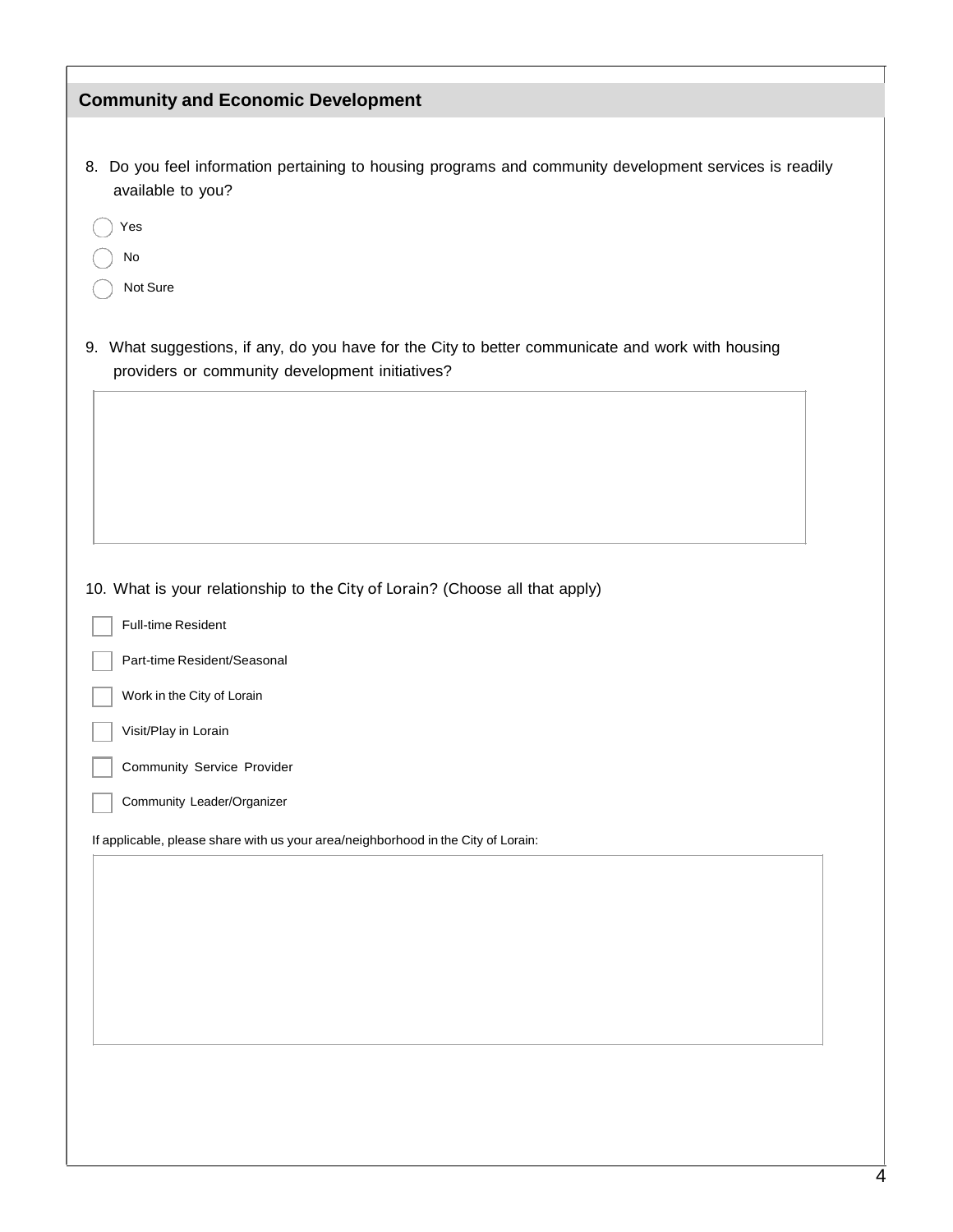## Community and Economic Development

8. Do you feel information pertaining to housing programs and community development services is readily available to you?

- ◯ Yes
- ◯ No
- ◯ Not Sure

9. What suggestions, if any, do you have for the City to better communicate and work with housing providers or community development initiatives?

10. What is your relationship to the City of Lorain? (Choose all that apply)

- ☐ Full-time Resident
- ☐ Part-time Resident/Seasonal
- ☐ Work in the City of Lorain
- ☐ Visit/Play in Lorain
- ☐ Community Service Provider
- ☐ Community Leader/Organizer

If applicable, please share with us your area/neighborhood in the City of Lorain: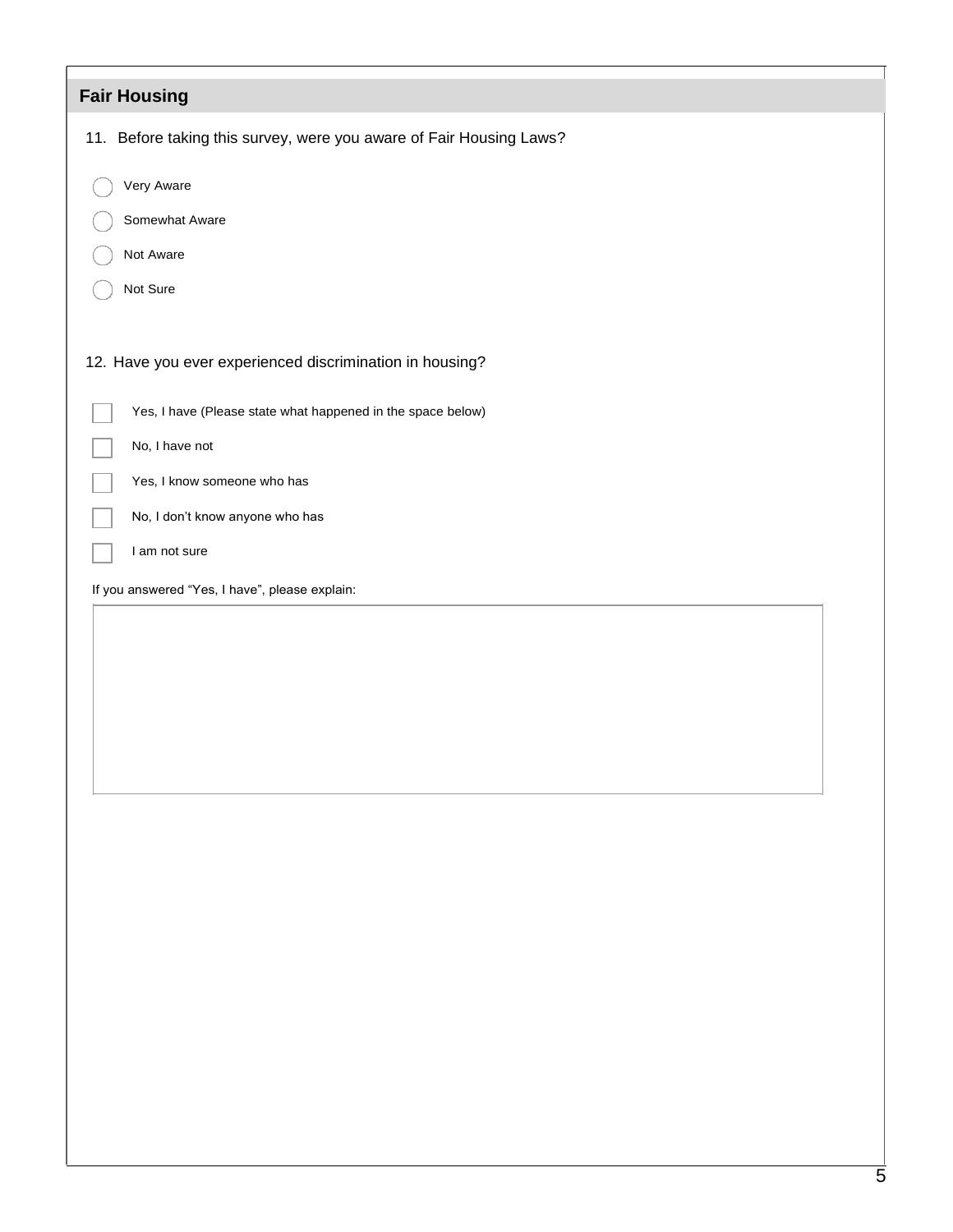## Fair Housing

11. Before taking this survey, were you aware of Fair Housing Laws?

- ◯ Very Aware
- ◯ Somewhat Aware
- ◯ Not Aware
- ◯ Not Sure

12. Have you ever experienced discrimination in housing?

- ☐ Yes, I have (Please state what happened in the space below)
- ☐ No, I have not
- ☐ Yes, I know someone who has
- ☐ No, I don't know anyone who has
- ☐ I am not sure

If you answered "Yes, I have", please explain: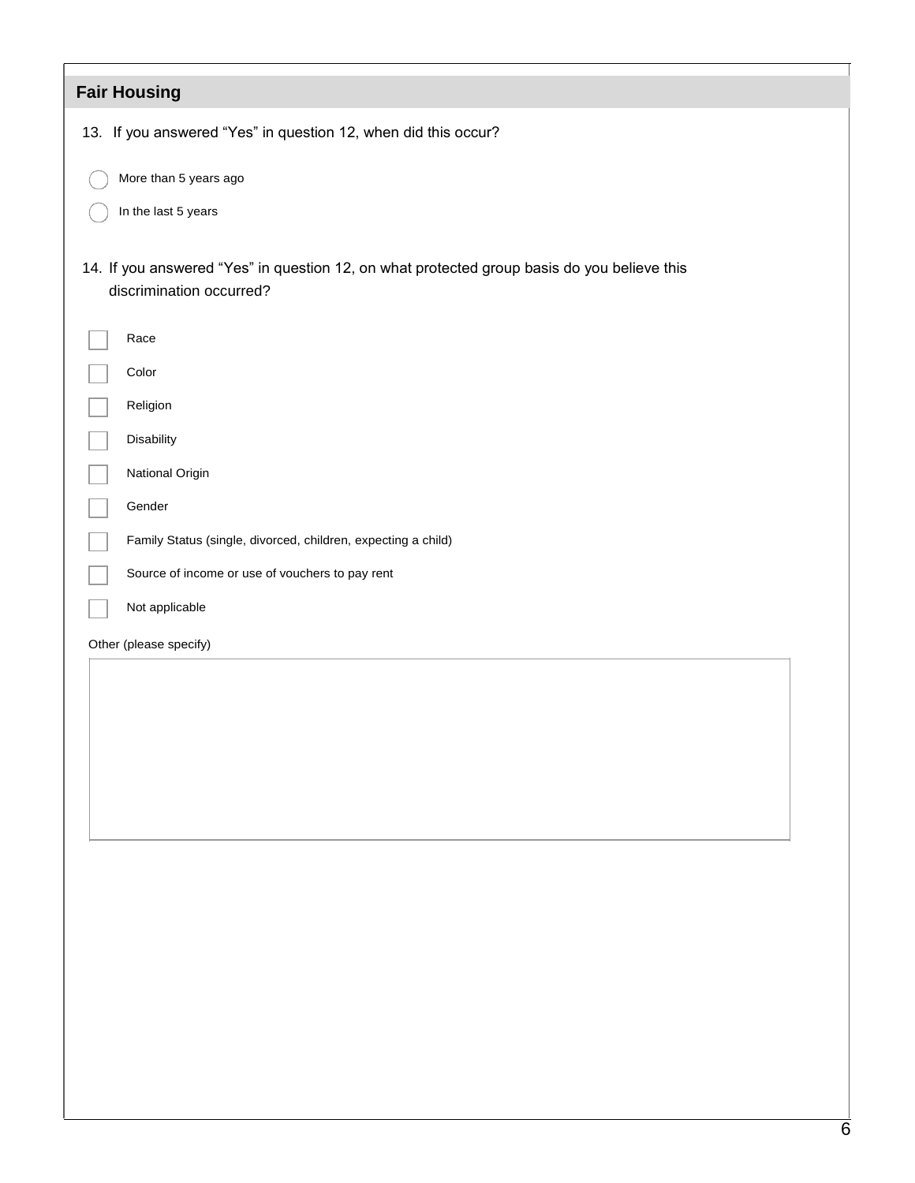## Fair Housing

13. If you answered “Yes” in question 12, when did this occur?

- ◯ More than 5 years ago
- ◯ In the last 5 years

14. If you answered “Yes” in question 12, on what protected group basis do you believe this discrimination occurred?

- ☐ Race
- ☐ Color
- ☐ Religion
- ☐ Disability
- ☐ National Origin
- ☐ Gender
- ☐ Family Status (single, divorced, children, expecting a child)
- ☐ Source of income or use of vouchers to pay rent
- ☐ Not applicable

Other (please specify)

| |
|---|
| |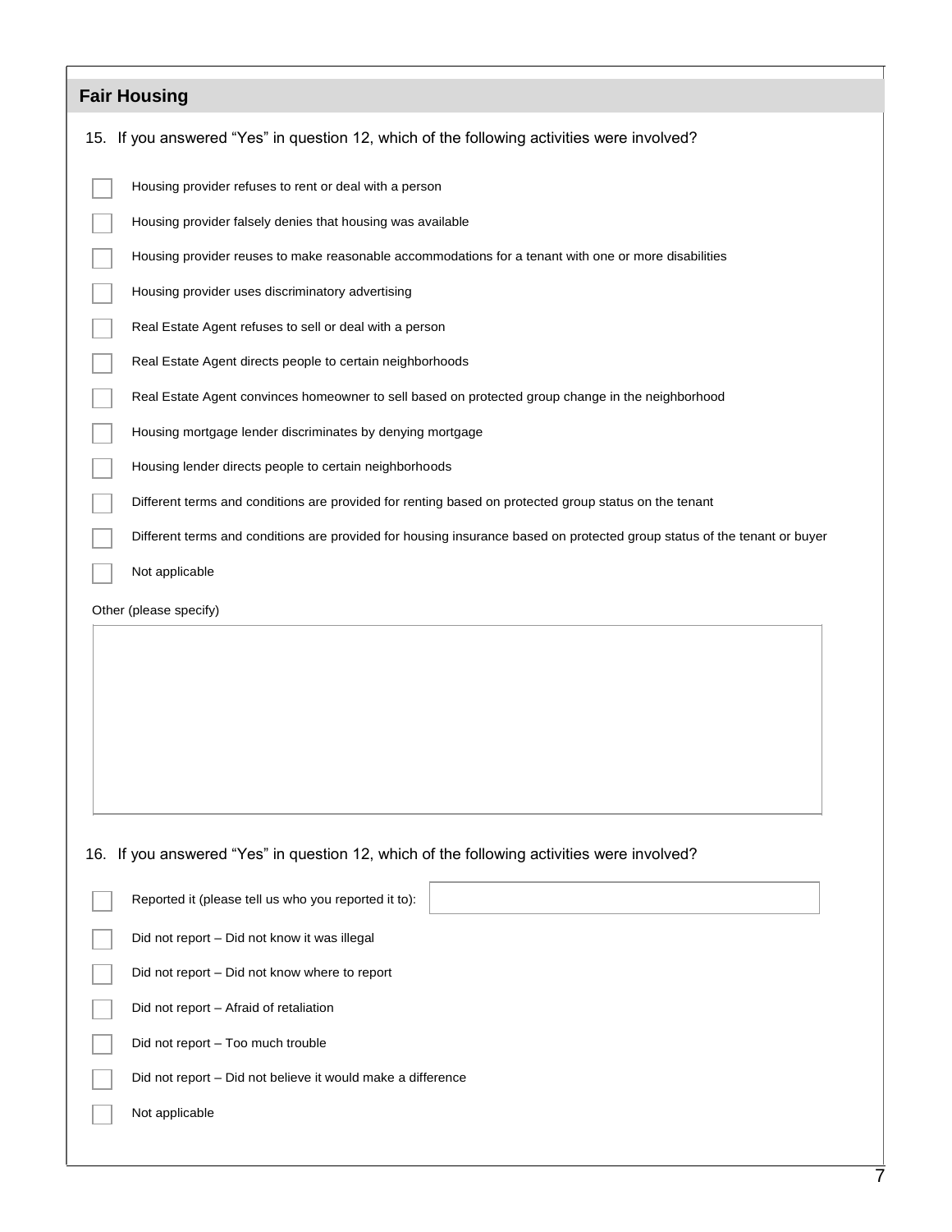## Fair Housing

15. If you answered “Yes” in question 12, which of the following activities were involved?

- [ ] Housing provider refuses to rent or deal with a person
- [ ] Housing provider falsely denies that housing was available
- [ ] Housing provider reuses to make reasonable accommodations for a tenant with one or more disabilities
- [ ] Housing provider uses discriminatory advertising
- [ ] Real Estate Agent refuses to sell or deal with a person
- [ ] Real Estate Agent directs people to certain neighborhoods
- [ ] Real Estate Agent convinces homeowner to sell based on protected group change in the neighborhood
- [ ] Housing mortgage lender discriminates by denying mortgage
- [ ] Housing lender directs people to certain neighborhoods
- [ ] Different terms and conditions are provided for renting based on protected group status on the tenant
- [ ] Different terms and conditions are provided for housing insurance based on protected group status of the tenant or buyer
- [ ] Not applicable

Other (please specify)

16. If you answered “Yes” in question 12, which of the following activities were involved?

- [ ] Reported it (please tell us who you reported it to):
- [ ] Did not report – Did not know it was illegal
- [ ] Did not report – Did not know where to report
- [ ] Did not report – Afraid of retaliation
- [ ] Did not report – Too much trouble
- [ ] Did not report – Did not believe it would make a difference
- [ ] Not applicable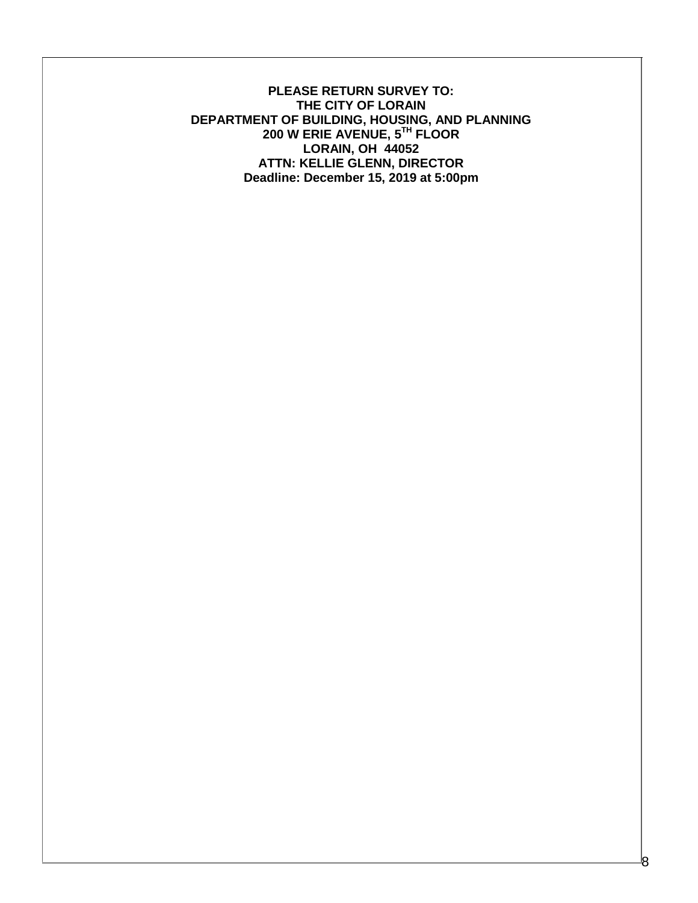**PLEASE RETURN SURVEY TO:**
**THE CITY OF LORAIN**
**DEPARTMENT OF BUILDING, HOUSING, AND PLANNING**
**200 W ERIE AVENUE, 5TH FLOOR**
**LORAIN, OH 44052**
**ATTN: KELLIE GLENN, DIRECTOR**
**Deadline: December 15, 2019 at 5:00pm**